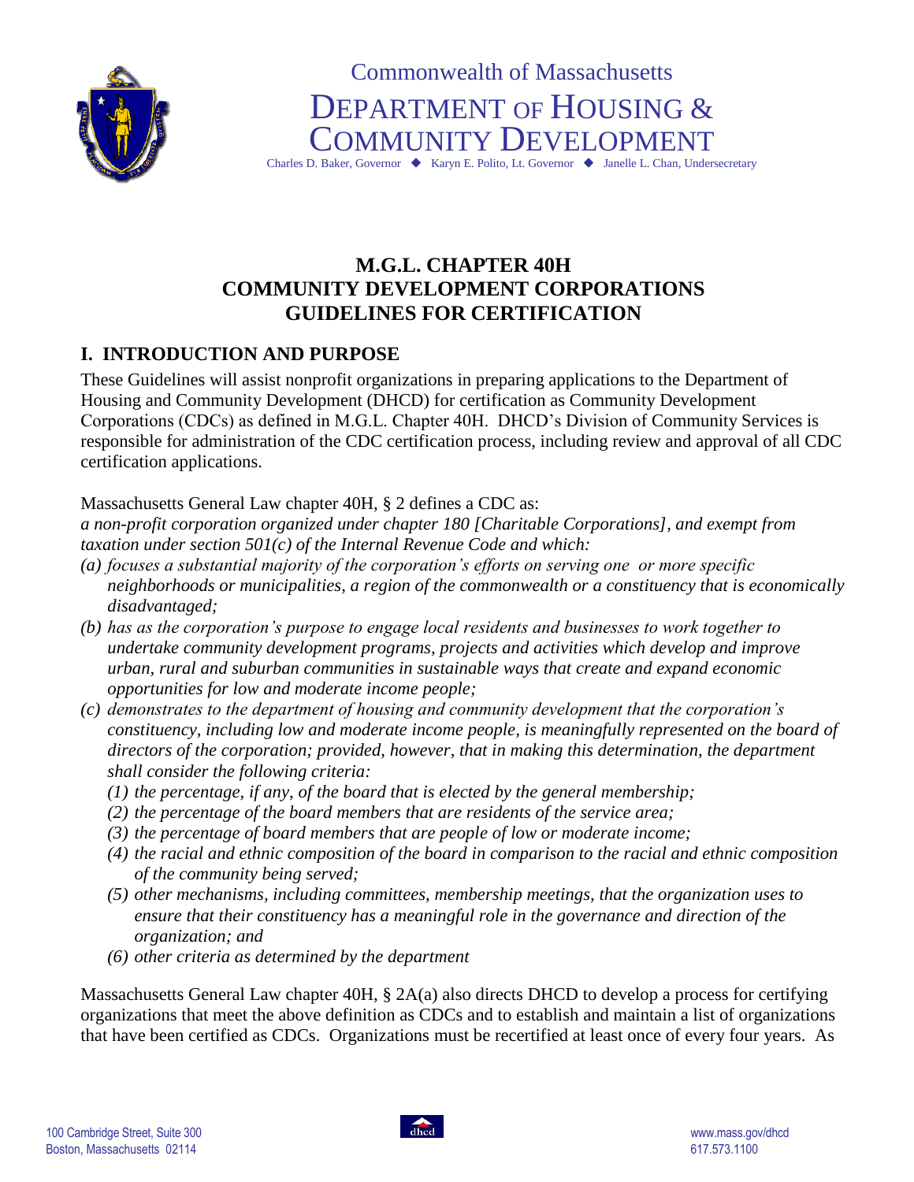Commonwealth of Massachusetts

DEPARTMENT OF HOUSING & COMMUNITY DEVELOPMENT

Charles D. Baker, Governor ◆ Karyn E. Polito, Lt. Governor ◆ Janelle L. Chan, Undersecretary

# M.G.L. CHAPTER 40H COMMUNITY DEVELOPMENT CORPORATIONS GUIDELINES FOR CERTIFICATION

## I. INTRODUCTION AND PURPOSE

These Guidelines will assist nonprofit organizations in preparing applications to the Department of Housing and Community Development (DHCD) for certification as Community Development Corporations (CDCs) as defined in M.G.L. Chapter 40H. DHCD's Division of Community Services is responsible for administration of the CDC certification process, including review and approval of all CDC certification applications.

Massachusetts General Law chapter 40H, § 2 defines a CDC as:

*a non-profit corporation organized under chapter 180 [Charitable Corporations], and exempt from taxation under section 501(c) of the Internal Revenue Code and which:*

- *(a) focuses a substantial majority of the corporation's efforts on serving one or more specific neighborhoods or municipalities, a region of the commonwealth or a constituency that is economically disadvantaged;*
- *(b) has as the corporation's purpose to engage local residents and businesses to work together to undertake community development programs, projects and activities which develop and improve urban, rural and suburban communities in sustainable ways that create and expand economic opportunities for low and moderate income people;*
- *(c) demonstrates to the department of housing and community development that the corporation's constituency, including low and moderate income people, is meaningfully represented on the board of directors of the corporation; provided, however, that in making this determination, the department shall consider the following criteria:*
  - *(1) the percentage, if any, of the board that is elected by the general membership;*
  - *(2) the percentage of the board members that are residents of the service area;*
  - *(3) the percentage of board members that are people of low or moderate income;*
  - *(4) the racial and ethnic composition of the board in comparison to the racial and ethnic composition of the community being served;*
  - *(5) other mechanisms, including committees, membership meetings, that the organization uses to ensure that their constituency has a meaningful role in the governance and direction of the organization; and*
  - *(6) other criteria as determined by the department*

Massachusetts General Law chapter 40H, § 2A(a) also directs DHCD to develop a process for certifying organizations that meet the above definition as CDCs and to establish and maintain a list of organizations that have been certified as CDCs. Organizations must be recertified at least once of every four years. As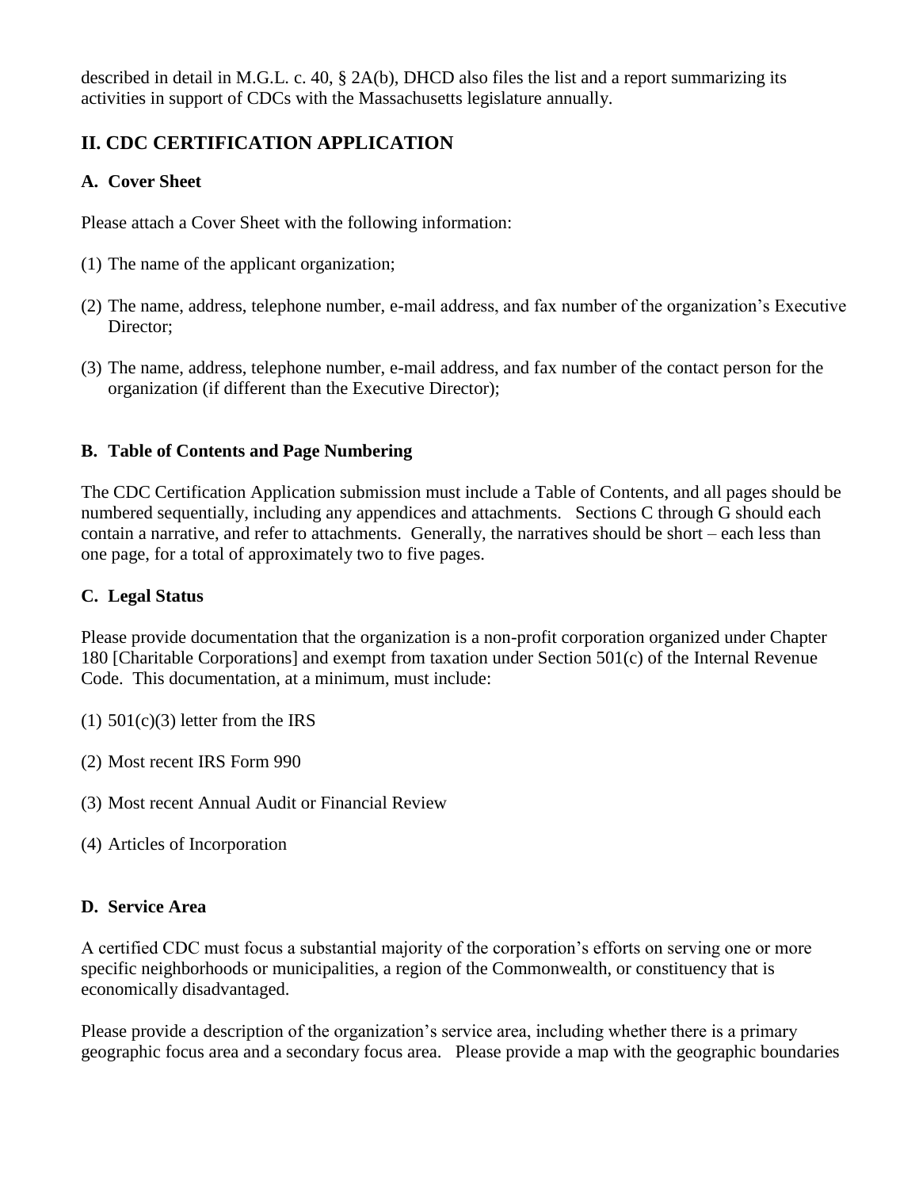described in detail in M.G.L. c. 40, § 2A(b), DHCD also files the list and a report summarizing its activities in support of CDCs with the Massachusetts legislature annually.

## II. CDC CERTIFICATION APPLICATION

### A. Cover Sheet

Please attach a Cover Sheet with the following information:

(1) The name of the applicant organization;

(2) The name, address, telephone number, e-mail address, and fax number of the organization's Executive Director;

(3) The name, address, telephone number, e-mail address, and fax number of the contact person for the organization (if different than the Executive Director);

### B. Table of Contents and Page Numbering

The CDC Certification Application submission must include a Table of Contents, and all pages should be numbered sequentially, including any appendices and attachments. Sections C through G should each contain a narrative, and refer to attachments. Generally, the narratives should be short – each less than one page, for a total of approximately two to five pages.

### C. Legal Status

Please provide documentation that the organization is a non-profit corporation organized under Chapter 180 [Charitable Corporations] and exempt from taxation under Section 501(c) of the Internal Revenue Code. This documentation, at a minimum, must include:

(1) 501(c)(3) letter from the IRS

(2) Most recent IRS Form 990

(3) Most recent Annual Audit or Financial Review

(4) Articles of Incorporation

### D. Service Area

A certified CDC must focus a substantial majority of the corporation's efforts on serving one or more specific neighborhoods or municipalities, a region of the Commonwealth, or constituency that is economically disadvantaged.

Please provide a description of the organization's service area, including whether there is a primary geographic focus area and a secondary focus area. Please provide a map with the geographic boundaries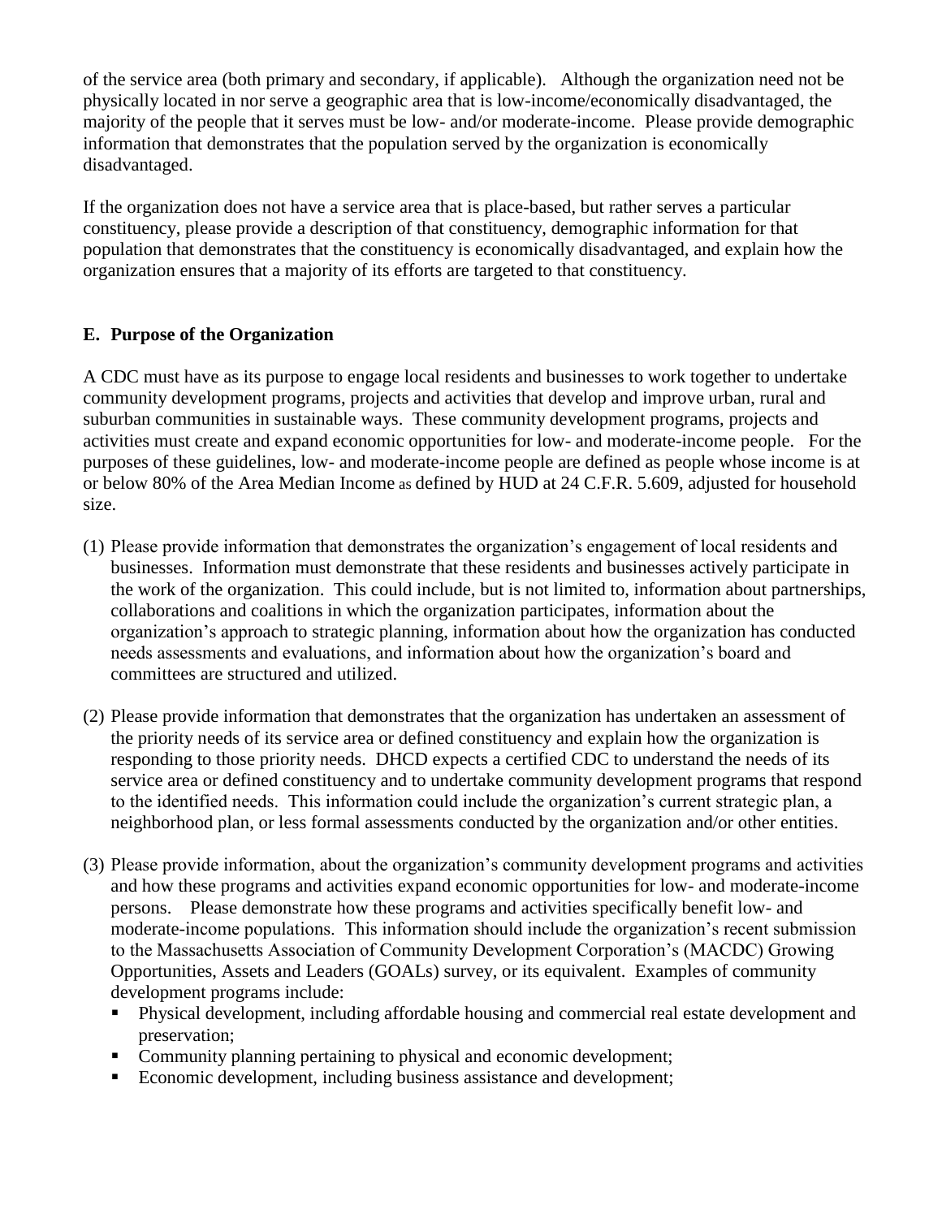of the service area (both primary and secondary, if applicable). Although the organization need not be physically located in nor serve a geographic area that is low-income/economically disadvantaged, the majority of the people that it serves must be low- and/or moderate-income. Please provide demographic information that demonstrates that the population served by the organization is economically disadvantaged.

If the organization does not have a service area that is place-based, but rather serves a particular constituency, please provide a description of that constituency, demographic information for that population that demonstrates that the constituency is economically disadvantaged, and explain how the organization ensures that a majority of its efforts are targeted to that constituency.

## E. Purpose of the Organization

A CDC must have as its purpose to engage local residents and businesses to work together to undertake community development programs, projects and activities that develop and improve urban, rural and suburban communities in sustainable ways. These community development programs, projects and activities must create and expand economic opportunities for low- and moderate-income people. For the purposes of these guidelines, low- and moderate-income people are defined as people whose income is at or below 80% of the Area Median Income as defined by HUD at 24 C.F.R. 5.609, adjusted for household size.

(1) Please provide information that demonstrates the organization's engagement of local residents and businesses. Information must demonstrate that these residents and businesses actively participate in the work of the organization. This could include, but is not limited to, information about partnerships, collaborations and coalitions in which the organization participates, information about the organization's approach to strategic planning, information about how the organization has conducted needs assessments and evaluations, and information about how the organization's board and committees are structured and utilized.

(2) Please provide information that demonstrates that the organization has undertaken an assessment of the priority needs of its service area or defined constituency and explain how the organization is responding to those priority needs. DHCD expects a certified CDC to understand the needs of its service area or defined constituency and to undertake community development programs that respond to the identified needs. This information could include the organization's current strategic plan, a neighborhood plan, or less formal assessments conducted by the organization and/or other entities.

(3) Please provide information, about the organization's community development programs and activities and how these programs and activities expand economic opportunities for low- and moderate-income persons. Please demonstrate how these programs and activities specifically benefit low- and moderate-income populations. This information should include the organization's recent submission to the Massachusetts Association of Community Development Corporation's (MACDC) Growing Opportunities, Assets and Leaders (GOALs) survey, or its equivalent. Examples of community development programs include:
   - Physical development, including affordable housing and commercial real estate development and preservation;
   - Community planning pertaining to physical and economic development;
   - Economic development, including business assistance and development;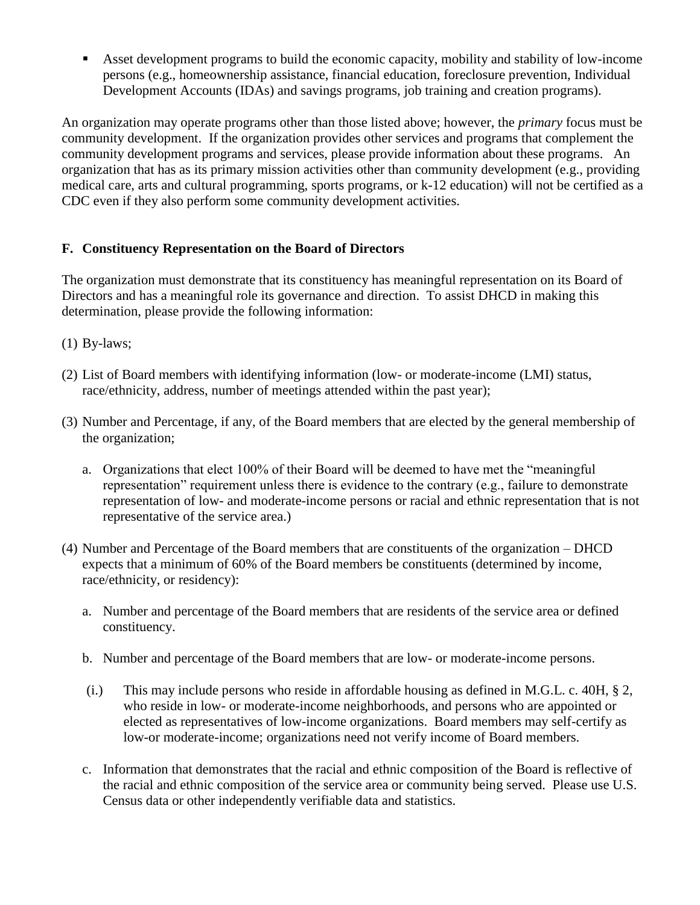- Asset development programs to build the economic capacity, mobility and stability of low-income persons (e.g., homeownership assistance, financial education, foreclosure prevention, Individual Development Accounts (IDAs) and savings programs, job training and creation programs).

An organization may operate programs other than those listed above; however, the *primary* focus must be community development. If the organization provides other services and programs that complement the community development programs and services, please provide information about these programs. An organization that has as its primary mission activities other than community development (e.g., providing medical care, arts and cultural programming, sports programs, or k-12 education) will not be certified as a CDC even if they also perform some community development activities.

### F. Constituency Representation on the Board of Directors

The organization must demonstrate that its constituency has meaningful representation on its Board of Directors and has a meaningful role its governance and direction. To assist DHCD in making this determination, please provide the following information:

(1) By-laws;

(2) List of Board members with identifying information (low- or moderate-income (LMI) status, race/ethnicity, address, number of meetings attended within the past year);

(3) Number and Percentage, if any, of the Board members that are elected by the general membership of the organization;

   a. Organizations that elect 100% of their Board will be deemed to have met the "meaningful representation" requirement unless there is evidence to the contrary (e.g., failure to demonstrate representation of low- and moderate-income persons or racial and ethnic representation that is not representative of the service area.)

(4) Number and Percentage of the Board members that are constituents of the organization – DHCD expects that a minimum of 60% of the Board members be constituents (determined by income, race/ethnicity, or residency):

   a. Number and percentage of the Board members that are residents of the service area or defined constituency.

   b. Number and percentage of the Board members that are low- or moderate-income persons.

   (i.) This may include persons who reside in affordable housing as defined in M.G.L. c. 40H, § 2, who reside in low- or moderate-income neighborhoods, and persons who are appointed or elected as representatives of low-income organizations. Board members may self-certify as low-or moderate-income; organizations need not verify income of Board members.

   c. Information that demonstrates that the racial and ethnic composition of the Board is reflective of the racial and ethnic composition of the service area or community being served. Please use U.S. Census data or other independently verifiable data and statistics.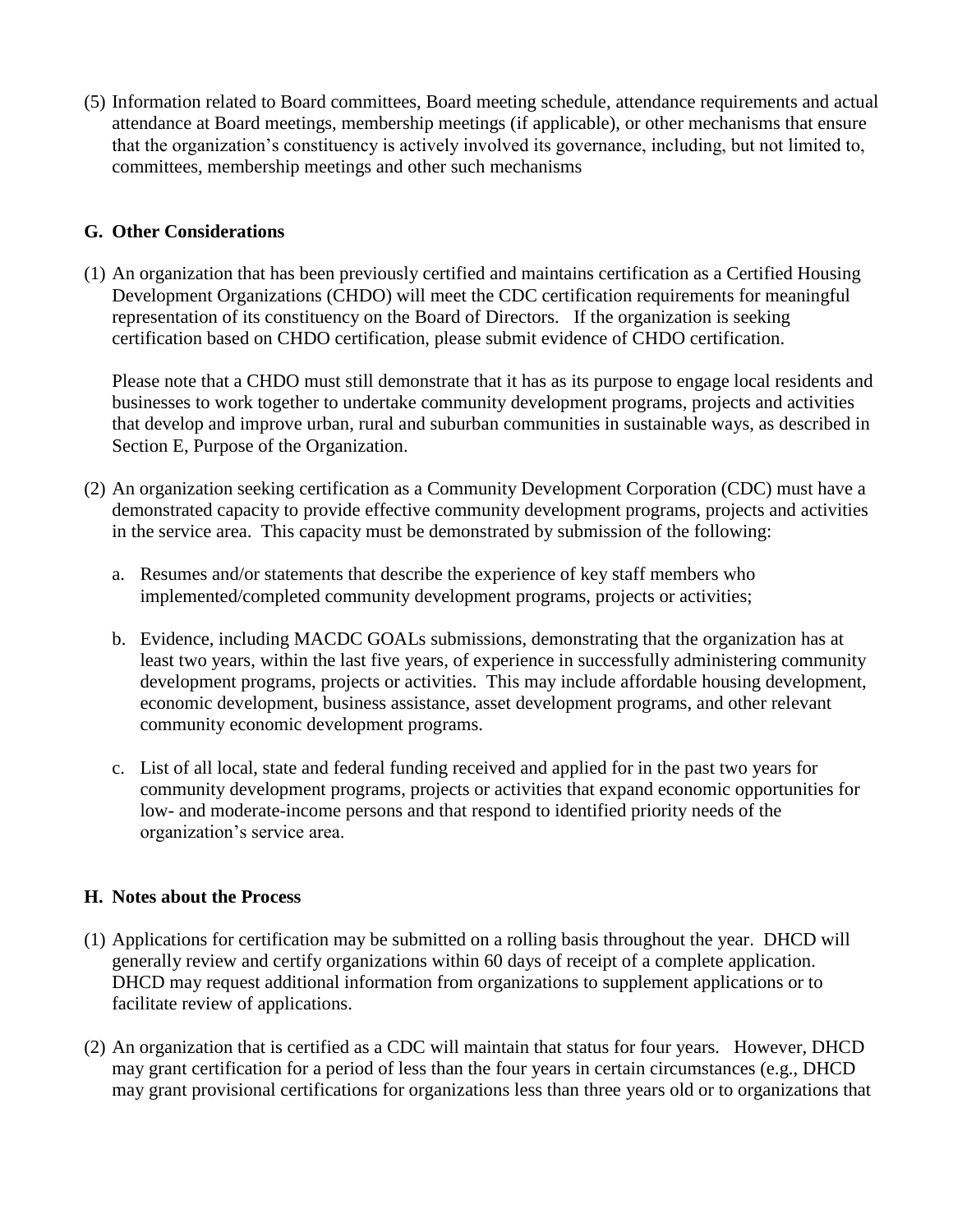(5) Information related to Board committees, Board meeting schedule, attendance requirements and actual attendance at Board meetings, membership meetings (if applicable), or other mechanisms that ensure that the organization's constituency is actively involved its governance, including, but not limited to, committees, membership meetings and other such mechanisms

## G. Other Considerations

(1) An organization that has been previously certified and maintains certification as a Certified Housing Development Organizations (CHDO) will meet the CDC certification requirements for meaningful representation of its constituency on the Board of Directors. If the organization is seeking certification based on CHDO certification, please submit evidence of CHDO certification.

   Please note that a CHDO must still demonstrate that it has as its purpose to engage local residents and businesses to work together to undertake community development programs, projects and activities that develop and improve urban, rural and suburban communities in sustainable ways, as described in Section E, Purpose of the Organization.

(2) An organization seeking certification as a Community Development Corporation (CDC) must have a demonstrated capacity to provide effective community development programs, projects and activities in the service area. This capacity must be demonstrated by submission of the following:

   a. Resumes and/or statements that describe the experience of key staff members who implemented/completed community development programs, projects or activities;

   b. Evidence, including MACDC GOALs submissions, demonstrating that the organization has at least two years, within the last five years, of experience in successfully administering community development programs, projects or activities. This may include affordable housing development, economic development, business assistance, asset development programs, and other relevant community economic development programs.

   c. List of all local, state and federal funding received and applied for in the past two years for community development programs, projects or activities that expand economic opportunities for low- and moderate-income persons and that respond to identified priority needs of the organization's service area.

## H. Notes about the Process

(1) Applications for certification may be submitted on a rolling basis throughout the year. DHCD will generally review and certify organizations within 60 days of receipt of a complete application. DHCD may request additional information from organizations to supplement applications or to facilitate review of applications.

(2) An organization that is certified as a CDC will maintain that status for four years. However, DHCD may grant certification for a period of less than the four years in certain circumstances (e.g., DHCD may grant provisional certifications for organizations less than three years old or to organizations that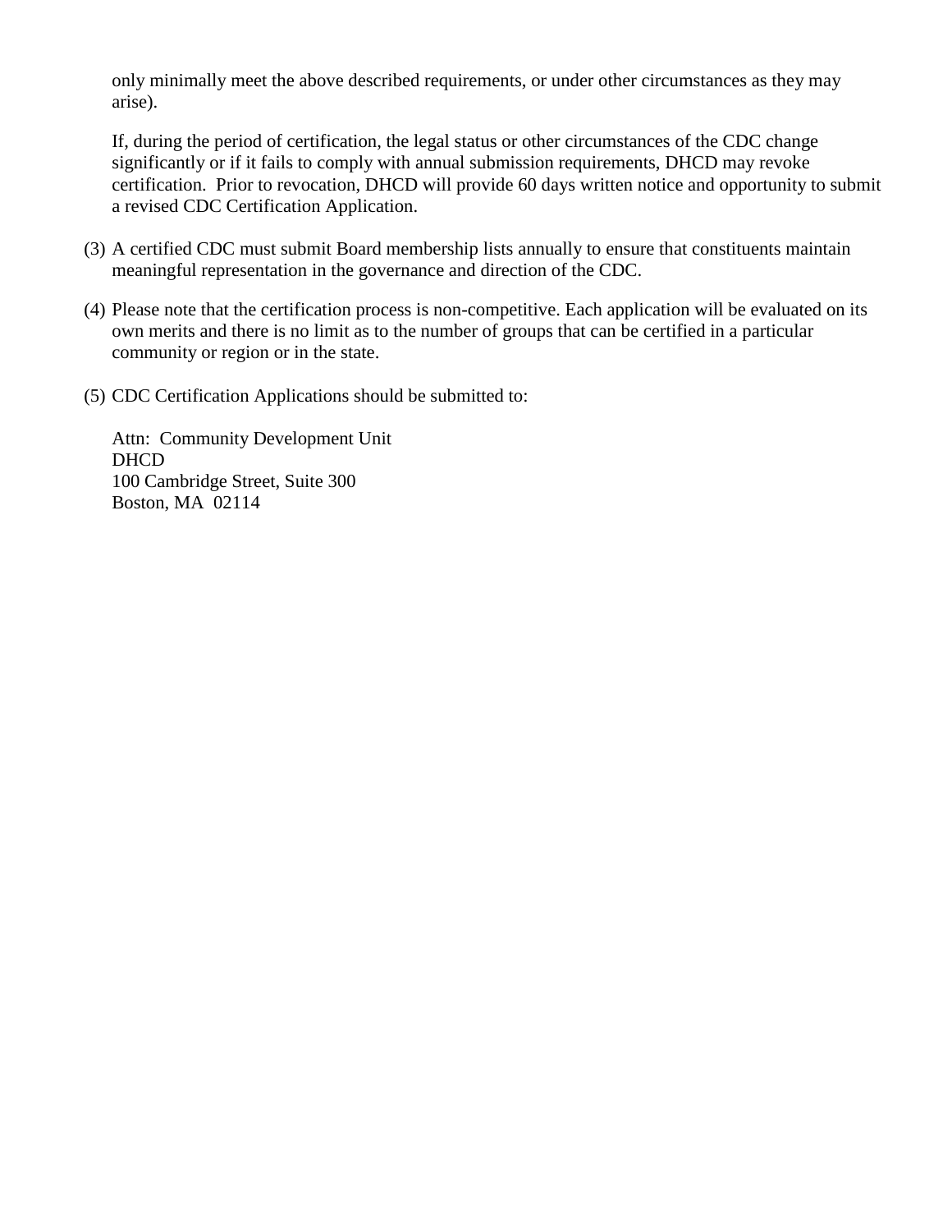only minimally meet the above described requirements, or under other circumstances as they may arise).

If, during the period of certification, the legal status or other circumstances of the CDC change significantly or if it fails to comply with annual submission requirements, DHCD may revoke certification. Prior to revocation, DHCD will provide 60 days written notice and opportunity to submit a revised CDC Certification Application.

(3) A certified CDC must submit Board membership lists annually to ensure that constituents maintain meaningful representation in the governance and direction of the CDC.

(4) Please note that the certification process is non-competitive. Each application will be evaluated on its own merits and there is no limit as to the number of groups that can be certified in a particular community or region or in the state.

(5) CDC Certification Applications should be submitted to:

Attn: Community Development Unit
DHCD
100 Cambridge Street, Suite 300
Boston, MA 02114